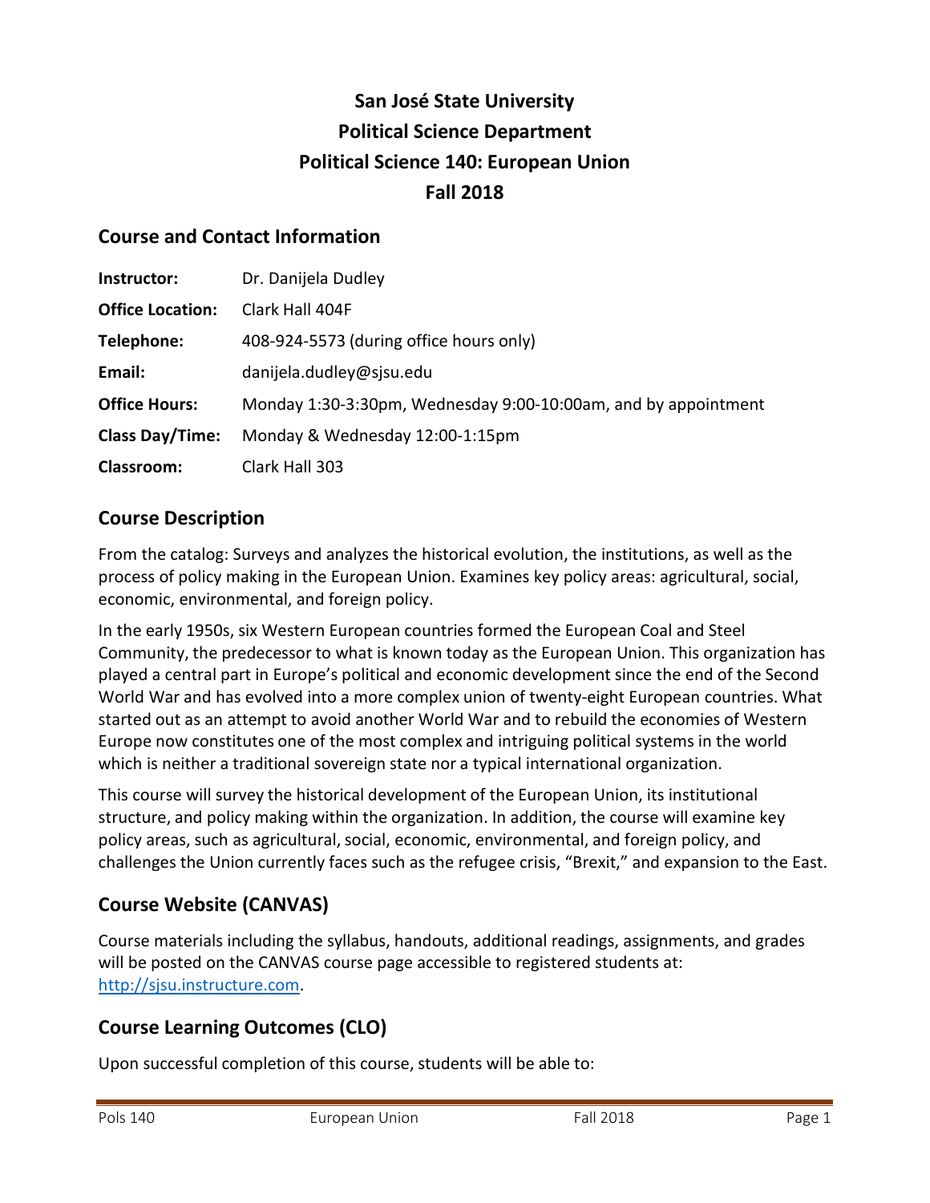# San José State University
# Political Science Department
# Political Science 140: European Union
# Fall 2018

## Course and Contact Information

| | |
|---|---|
| **Instructor:** | Dr. Danijela Dudley |
| **Office Location:** | Clark Hall 404F |
| **Telephone:** | 408-924-5573 (during office hours only) |
| **Email:** | danijela.dudley@sjsu.edu |
| **Office Hours:** | Monday 1:30-3:30pm, Wednesday 9:00-10:00am, and by appointment |
| **Class Day/Time:** | Monday & Wednesday 12:00-1:15pm |
| **Classroom:** | Clark Hall 303 |

## Course Description

From the catalog: Surveys and analyzes the historical evolution, the institutions, as well as the process of policy making in the European Union. Examines key policy areas: agricultural, social, economic, environmental, and foreign policy.

In the early 1950s, six Western European countries formed the European Coal and Steel Community, the predecessor to what is known today as the European Union. This organization has played a central part in Europe's political and economic development since the end of the Second World War and has evolved into a more complex union of twenty-eight European countries. What started out as an attempt to avoid another World War and to rebuild the economies of Western Europe now constitutes one of the most complex and intriguing political systems in the world which is neither a traditional sovereign state nor a typical international organization.

This course will survey the historical development of the European Union, its institutional structure, and policy making within the organization. In addition, the course will examine key policy areas, such as agricultural, social, economic, environmental, and foreign policy, and challenges the Union currently faces such as the refugee crisis, "Brexit," and expansion to the East.

## Course Website (CANVAS)

Course materials including the syllabus, handouts, additional readings, assignments, and grades will be posted on the CANVAS course page accessible to registered students at: [http://sjsu.instructure.com](http://sjsu.instructure.com).

## Course Learning Outcomes (CLO)

Upon successful completion of this course, students will be able to: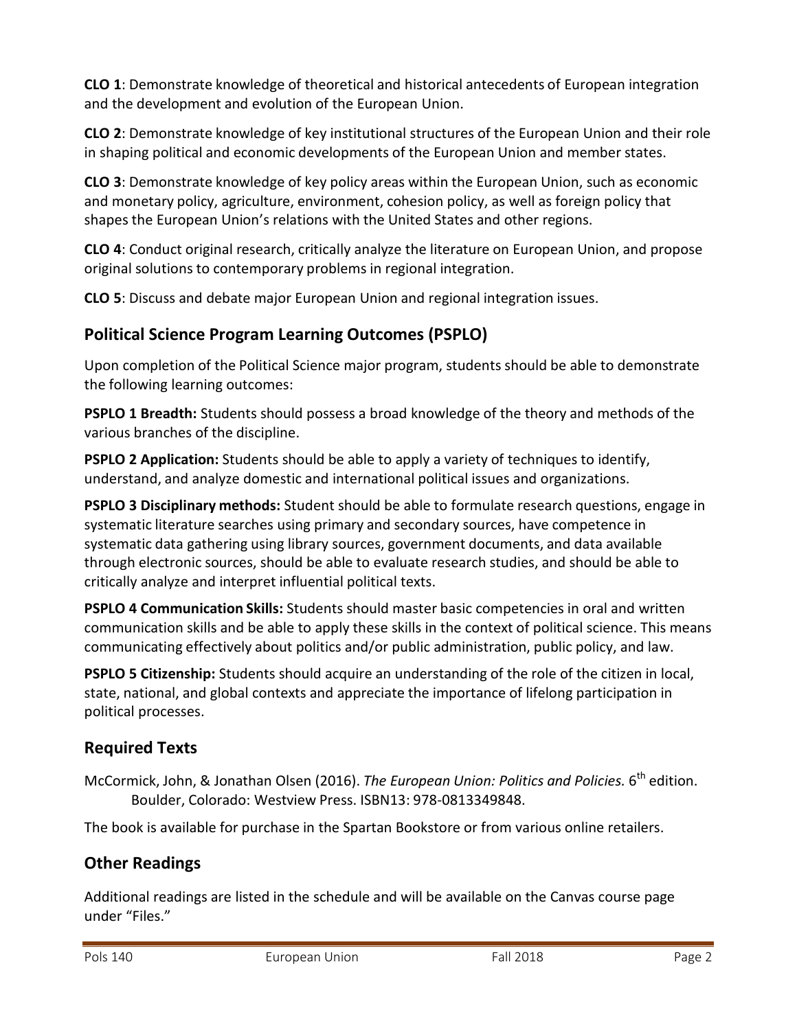**CLO 1**: Demonstrate knowledge of theoretical and historical antecedents of European integration and the development and evolution of the European Union.

**CLO 2**: Demonstrate knowledge of key institutional structures of the European Union and their role in shaping political and economic developments of the European Union and member states.

**CLO 3**: Demonstrate knowledge of key policy areas within the European Union, such as economic and monetary policy, agriculture, environment, cohesion policy, as well as foreign policy that shapes the European Union's relations with the United States and other regions.

**CLO 4**: Conduct original research, critically analyze the literature on European Union, and propose original solutions to contemporary problems in regional integration.

**CLO 5**: Discuss and debate major European Union and regional integration issues.

## Political Science Program Learning Outcomes (PSPLO)

Upon completion of the Political Science major program, students should be able to demonstrate the following learning outcomes:

**PSPLO 1 Breadth:** Students should possess a broad knowledge of the theory and methods of the various branches of the discipline.

**PSPLO 2 Application:** Students should be able to apply a variety of techniques to identify, understand, and analyze domestic and international political issues and organizations.

**PSPLO 3 Disciplinary methods:** Student should be able to formulate research questions, engage in systematic literature searches using primary and secondary sources, have competence in systematic data gathering using library sources, government documents, and data available through electronic sources, should be able to evaluate research studies, and should be able to critically analyze and interpret influential political texts.

**PSPLO 4 Communication Skills:** Students should master basic competencies in oral and written communication skills and be able to apply these skills in the context of political science. This means communicating effectively about politics and/or public administration, public policy, and law.

**PSPLO 5 Citizenship:** Students should acquire an understanding of the role of the citizen in local, state, national, and global contexts and appreciate the importance of lifelong participation in political processes.

## Required Texts

McCormick, John, & Jonathan Olsen (2016). *The European Union: Politics and Policies.* 6th edition. Boulder, Colorado: Westview Press. ISBN13: 978-0813349848.

The book is available for purchase in the Spartan Bookstore or from various online retailers.

## Other Readings

Additional readings are listed in the schedule and will be available on the Canvas course page under "Files."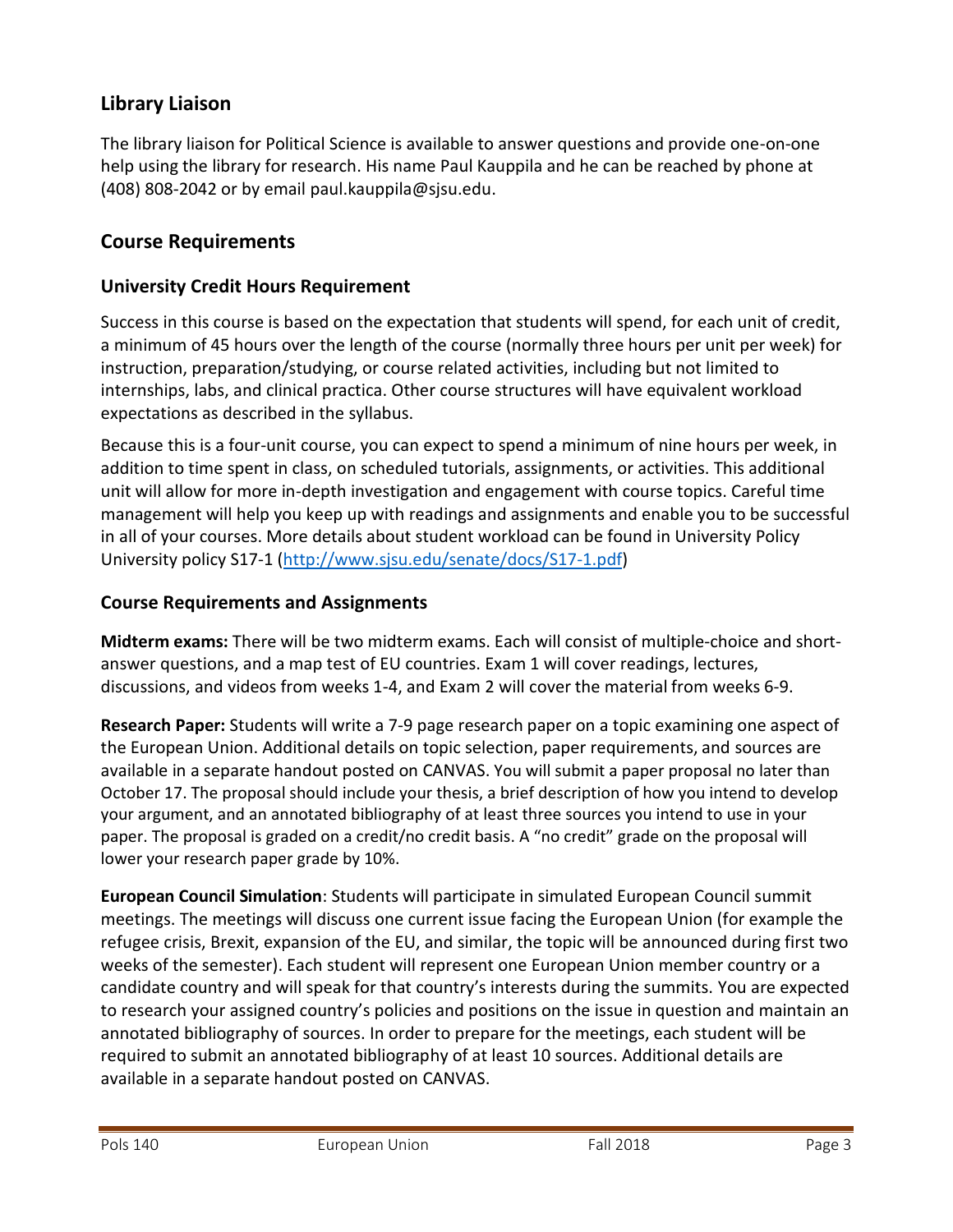## Library Liaison

The library liaison for Political Science is available to answer questions and provide one-on-one help using the library for research. His name Paul Kauppila and he can be reached by phone at (408) 808-2042 or by email paul.kauppila@sjsu.edu.

## Course Requirements

### University Credit Hours Requirement

Success in this course is based on the expectation that students will spend, for each unit of credit, a minimum of 45 hours over the length of the course (normally three hours per unit per week) for instruction, preparation/studying, or course related activities, including but not limited to internships, labs, and clinical practica. Other course structures will have equivalent workload expectations as described in the syllabus.

Because this is a four-unit course, you can expect to spend a minimum of nine hours per week, in addition to time spent in class, on scheduled tutorials, assignments, or activities. This additional unit will allow for more in-depth investigation and engagement with course topics. Careful time management will help you keep up with readings and assignments and enable you to be successful in all of your courses. More details about student workload can be found in University Policy University policy S17-1 ([http://www.sjsu.edu/senate/docs/S17-1.pdf](http://www.sjsu.edu/senate/docs/S17-1.pdf))

### Course Requirements and Assignments

**Midterm exams:** There will be two midterm exams. Each will consist of multiple-choice and short-answer questions, and a map test of EU countries. Exam 1 will cover readings, lectures, discussions, and videos from weeks 1-4, and Exam 2 will cover the material from weeks 6-9.

**Research Paper:** Students will write a 7-9 page research paper on a topic examining one aspect of the European Union. Additional details on topic selection, paper requirements, and sources are available in a separate handout posted on CANVAS. You will submit a paper proposal no later than October 17. The proposal should include your thesis, a brief description of how you intend to develop your argument, and an annotated bibliography of at least three sources you intend to use in your paper. The proposal is graded on a credit/no credit basis. A "no credit" grade on the proposal will lower your research paper grade by 10%.

**European Council Simulation**: Students will participate in simulated European Council summit meetings. The meetings will discuss one current issue facing the European Union (for example the refugee crisis, Brexit, expansion of the EU, and similar, the topic will be announced during first two weeks of the semester). Each student will represent one European Union member country or a candidate country and will speak for that country's interests during the summits. You are expected to research your assigned country's policies and positions on the issue in question and maintain an annotated bibliography of sources. In order to prepare for the meetings, each student will be required to submit an annotated bibliography of at least 10 sources. Additional details are available in a separate handout posted on CANVAS.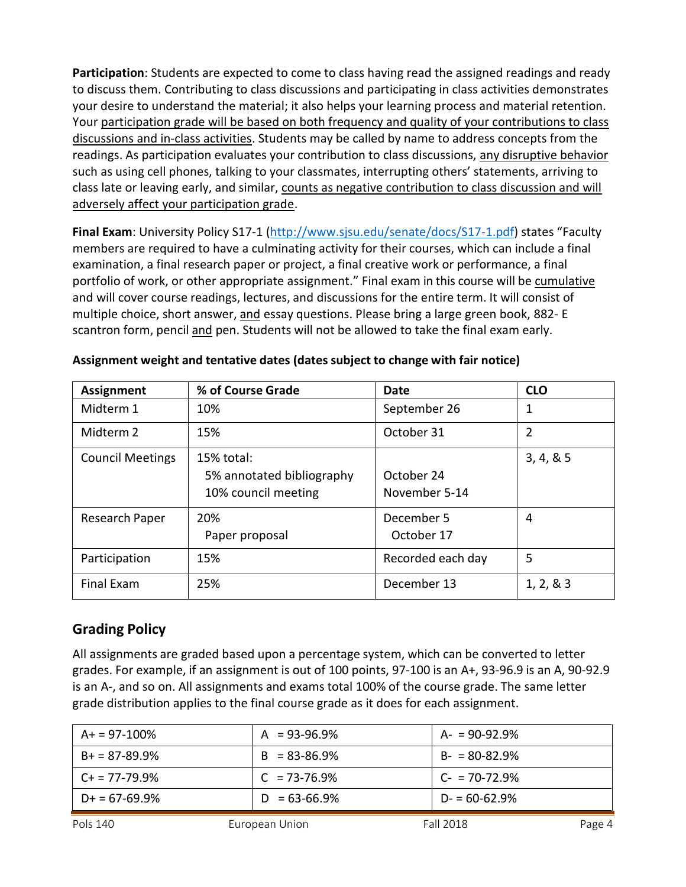**Participation**: Students are expected to come to class having read the assigned readings and ready to discuss them. Contributing to class discussions and participating in class activities demonstrates your desire to understand the material; it also helps your learning process and material retention. Your participation grade will be based on both frequency and quality of your contributions to class discussions and in-class activities. Students may be called by name to address concepts from the readings. As participation evaluates your contribution to class discussions, any disruptive behavior such as using cell phones, talking to your classmates, interrupting others' statements, arriving to class late or leaving early, and similar, counts as negative contribution to class discussion and will adversely affect your participation grade.

**Final Exam**: University Policy S17-1 (http://www.sjsu.edu/senate/docs/S17-1.pdf) states "Faculty members are required to have a culminating activity for their courses, which can include a final examination, a final research paper or project, a final creative work or performance, a final portfolio of work, or other appropriate assignment." Final exam in this course will be cumulative and will cover course readings, lectures, and discussions for the entire term. It will consist of multiple choice, short answer, and essay questions. Please bring a large green book, 882- E scantron form, pencil and pen. Students will not be allowed to take the final exam early.

**Assignment weight and tentative dates (dates subject to change with fair notice)**

| Assignment | % of Course Grade | Date | CLO |
|---|---|---|---|
| Midterm 1 | 10% | September 26 | 1 |
| Midterm 2 | 15% | October 31 | 2 |
| Council Meetings | 15% total:<br>5% annotated bibliography<br>10% council meeting | <br>October 24<br>November 5-14 | 3, 4, & 5 |
| Research Paper | 20%<br>Paper proposal | December 5<br>October 17 | 4 |
| Participation | 15% | Recorded each day | 5 |
| Final Exam | 25% | December 13 | 1, 2, & 3 |

## Grading Policy

All assignments are graded based upon a percentage system, which can be converted to letter grades. For example, if an assignment is out of 100 points, 97-100 is an A+, 93-96.9 is an A, 90-92.9 is an A-, and so on. All assignments and exams total 100% of the course grade. The same letter grade distribution applies to the final course grade as it does for each assignment.

| | | |
|---|---|---|
| A+ = 97-100% | A = 93-96.9% | A- = 90-92.9% |
| B+ = 87-89.9% | B = 83-86.9% | B- = 80-82.9% |
| C+ = 77-79.9% | C = 73-76.9% | C- = 70-72.9% |
| D+ = 67-69.9% | D = 63-66.9% | D- = 60-62.9% |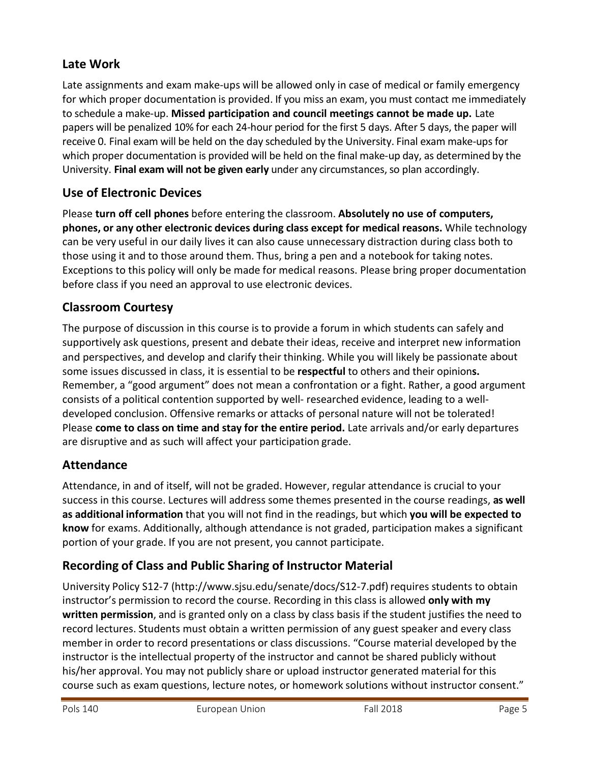## Late Work

Late assignments and exam make-ups will be allowed only in case of medical or family emergency for which proper documentation is provided. If you miss an exam, you must contact me immediately to schedule a make-up. **Missed participation and council meetings cannot be made up.** Late papers will be penalized 10% for each 24-hour period for the first 5 days. After 5 days, the paper will receive 0. Final exam will be held on the day scheduled by the University. Final exam make-ups for which proper documentation is provided will be held on the final make-up day, as determined by the University. **Final exam will not be given early** under any circumstances, so plan accordingly.

## Use of Electronic Devices

Please **turn off cell phones** before entering the classroom. **Absolutely no use of computers, phones, or any other electronic devices during class except for medical reasons.** While technology can be very useful in our daily lives it can also cause unnecessary distraction during class both to those using it and to those around them. Thus, bring a pen and a notebook for taking notes. Exceptions to this policy will only be made for medical reasons. Please bring proper documentation before class if you need an approval to use electronic devices.

## Classroom Courtesy

The purpose of discussion in this course is to provide a forum in which students can safely and supportively ask questions, present and debate their ideas, receive and interpret new information and perspectives, and develop and clarify their thinking. While you will likely be passionate about some issues discussed in class, it is essential to be **respectful** to others and their opinion**s.** Remember, a "good argument" does not mean a confrontation or a fight. Rather, a good argument consists of a political contention supported by well- researched evidence, leading to a well-developed conclusion. Offensive remarks or attacks of personal nature will not be tolerated! Please **come to class on time and stay for the entire period.** Late arrivals and/or early departures are disruptive and as such will affect your participation grade.

## Attendance

Attendance, in and of itself, will not be graded. However, regular attendance is crucial to your success in this course. Lectures will address some themes presented in the course readings, **as well as additional information** that you will not find in the readings, but which **you will be expected to know** for exams. Additionally, although attendance is not graded, participation makes a significant portion of your grade. If you are not present, you cannot participate.

## Recording of Class and Public Sharing of Instructor Material

University Policy S12-7 (http://www.sjsu.edu/senate/docs/S12-7.pdf) requires students to obtain instructor's permission to record the course. Recording in this class is allowed **only with my written permission**, and is granted only on a class by class basis if the student justifies the need to record lectures. Students must obtain a written permission of any guest speaker and every class member in order to record presentations or class discussions. "Course material developed by the instructor is the intellectual property of the instructor and cannot be shared publicly without his/her approval. You may not publicly share or upload instructor generated material for this course such as exam questions, lecture notes, or homework solutions without instructor consent."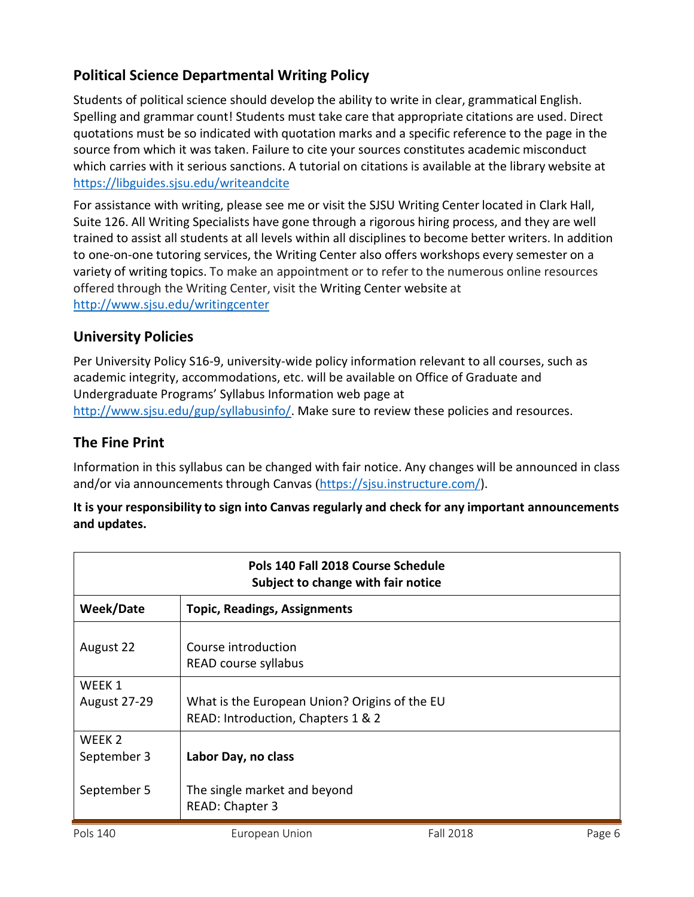## Political Science Departmental Writing Policy

Students of political science should develop the ability to write in clear, grammatical English. Spelling and grammar count! Students must take care that appropriate citations are used. Direct quotations must be so indicated with quotation marks and a specific reference to the page in the source from which it was taken. Failure to cite your sources constitutes academic misconduct which carries with it serious sanctions. A tutorial on citations is available at the library website at https://libguides.sjsu.edu/writeandcite

For assistance with writing, please see me or visit the SJSU Writing Center located in Clark Hall, Suite 126. All Writing Specialists have gone through a rigorous hiring process, and they are well trained to assist all students at all levels within all disciplines to become better writers. In addition to one-on-one tutoring services, the Writing Center also offers workshops every semester on a variety of writing topics. To make an appointment or to refer to the numerous online resources offered through the Writing Center, visit the Writing Center website at http://www.sjsu.edu/writingcenter

## University Policies

Per University Policy S16-9, university-wide policy information relevant to all courses, such as academic integrity, accommodations, etc. will be available on Office of Graduate and Undergraduate Programs' Syllabus Information web page at http://www.sjsu.edu/gup/syllabusinfo/. Make sure to review these policies and resources.

## The Fine Print

Information in this syllabus can be changed with fair notice. Any changes will be announced in class and/or via announcements through Canvas (https://sjsu.instructure.com/).

**It is your responsibility to sign into Canvas regularly and check for any important announcements and updates.**

| **Pols 140 Fall 2018 Course Schedule<br>Subject to change with fair notice** | |
|---|---|
| **Week/Date** | **Topic, Readings, Assignments** |
| August 22 | Course introduction<br>READ course syllabus |
| WEEK 1<br>August 27-29 | What is the European Union? Origins of the EU<br>READ: Introduction, Chapters 1 & 2 |
| WEEK 2<br>September 3<br><br>September 5 | **Labor Day, no class**<br><br>The single market and beyond<br>READ: Chapter 3 |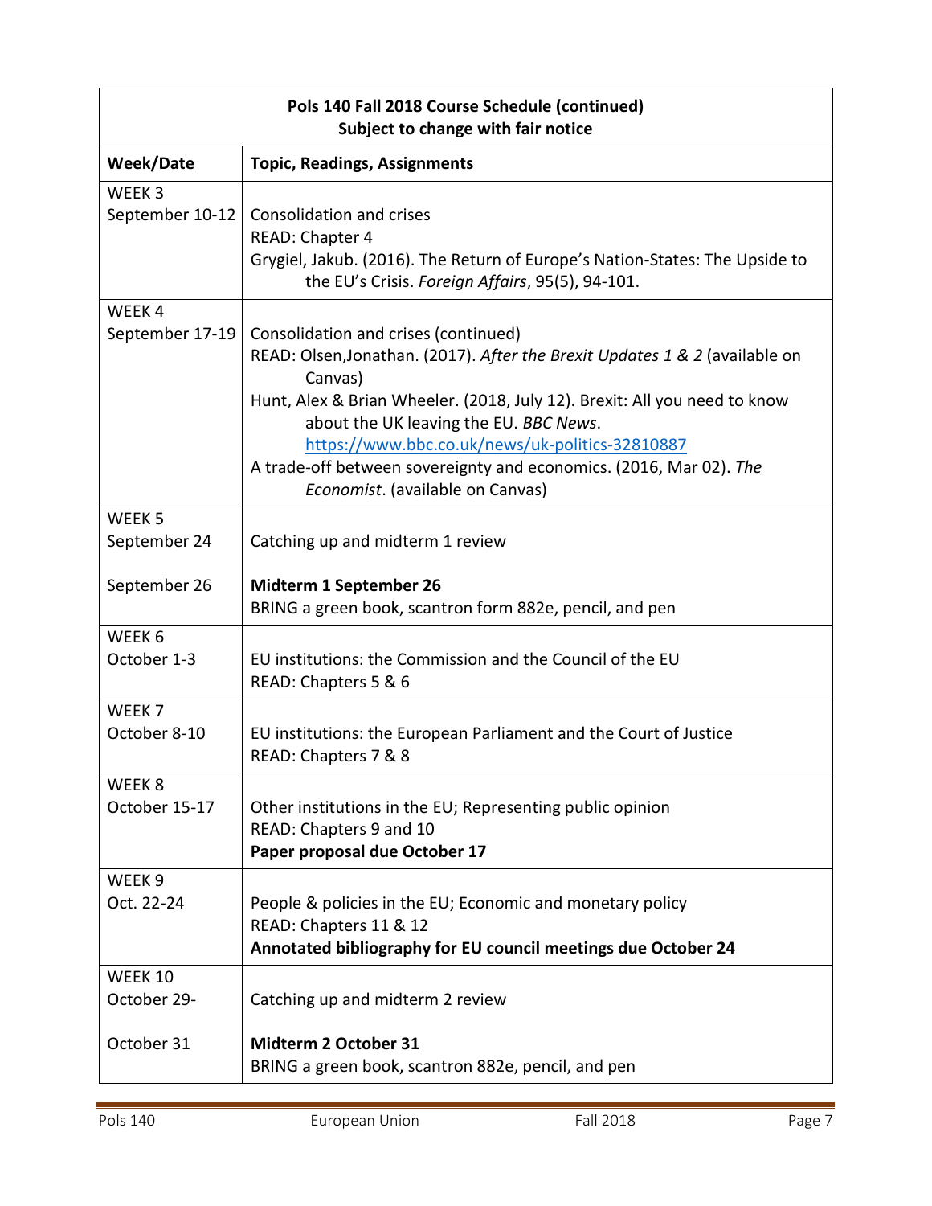| Pols 140 Fall 2018 Course Schedule (continued)<br>Subject to change with fair notice | |
|---|---|
| **Week/Date** | **Topic, Readings, Assignments** |
| WEEK 3<br>September 10-12 | Consolidation and crises<br>READ: Chapter 4<br>Grygiel, Jakub. (2016). The Return of Europe's Nation-States: The Upside to the EU's Crisis. *Foreign Affairs*, 95(5), 94-101. |
| WEEK 4<br>September 17-19 | Consolidation and crises (continued)<br>READ: Olsen,Jonathan. (2017). *After the Brexit Updates 1 & 2* (available on Canvas)<br>Hunt, Alex & Brian Wheeler. (2018, July 12). Brexit: All you need to know about the UK leaving the EU. *BBC News*. [https://www.bbc.co.uk/news/uk-politics-32810887](https://www.bbc.co.uk/news/uk-politics-32810887)<br>A trade-off between sovereignty and economics. (2016, Mar 02). *The Economist*. (available on Canvas) |
| WEEK 5<br>September 24<br><br>September 26 | Catching up and midterm 1 review<br><br>**Midterm 1 September 26**<br>BRING a green book, scantron form 882e, pencil, and pen |
| WEEK 6<br>October 1-3 | EU institutions: the Commission and the Council of the EU<br>READ: Chapters 5 & 6 |
| WEEK 7<br>October 8-10 | EU institutions: the European Parliament and the Court of Justice<br>READ: Chapters 7 & 8 |
| WEEK 8<br>October 15-17 | Other institutions in the EU; Representing public opinion<br>READ: Chapters 9 and 10<br>**Paper proposal due October 17** |
| WEEK 9<br>Oct. 22-24 | People & policies in the EU; Economic and monetary policy<br>READ: Chapters 11 & 12<br>**Annotated bibliography for EU council meetings due October 24** |
| WEEK 10<br>October 29-<br><br>October 31 | Catching up and midterm 2 review<br><br>**Midterm 2 October 31**<br>BRING a green book, scantron 882e, pencil, and pen |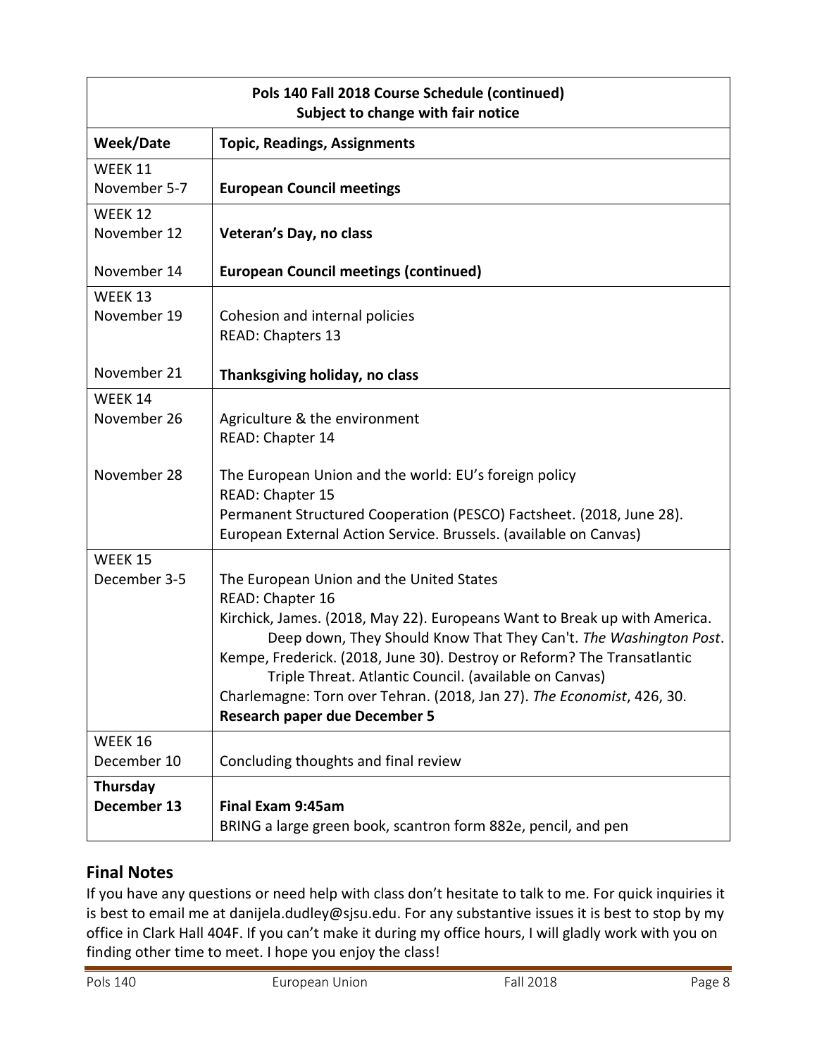| **Pols 140 Fall 2018 Course Schedule (continued)<br>Subject to change with fair notice** | |
|---|---|
| **Week/Date** | **Topic, Readings, Assignments** |
| WEEK 11<br>November 5-7 | **European Council meetings** |
| WEEK 12<br>November 12 | **Veteran's Day, no class** |
| November 14 | **European Council meetings (continued)** |
| WEEK 13<br>November 19 | Cohesion and internal policies<br>READ: Chapters 13 |
| November 21 | **Thanksgiving holiday, no class** |
| WEEK 14<br>November 26 | Agriculture & the environment<br>READ: Chapter 14 |
| November 28 | The European Union and the world: EU's foreign policy<br>READ: Chapter 15<br>Permanent Structured Cooperation (PESCO) Factsheet. (2018, June 28). European External Action Service. Brussels. (available on Canvas) |
| WEEK 15<br>December 3-5 | The European Union and the United States<br>READ: Chapter 16<br>Kirchick, James. (2018, May 22). Europeans Want to Break up with America. Deep down, They Should Know That They Can't. *The Washington Post*.<br>Kempe, Frederick. (2018, June 30). Destroy or Reform? The Transatlantic Triple Threat. Atlantic Council. (available on Canvas)<br>Charlemagne: Torn over Tehran. (2018, Jan 27). *The Economist*, 426, 30.<br>**Research paper due December 5** |
| WEEK 16<br>December 10 | Concluding thoughts and final review |
| **Thursday<br>December 13** | **Final Exam 9:45am**<br>BRING a large green book, scantron form 882e, pencil, and pen |

## Final Notes

If you have any questions or need help with class don't hesitate to talk to me. For quick inquiries it is best to email me at danijela.dudley@sjsu.edu. For any substantive issues it is best to stop by my office in Clark Hall 404F. If you can't make it during my office hours, I will gladly work with you on finding other time to meet. I hope you enjoy the class!